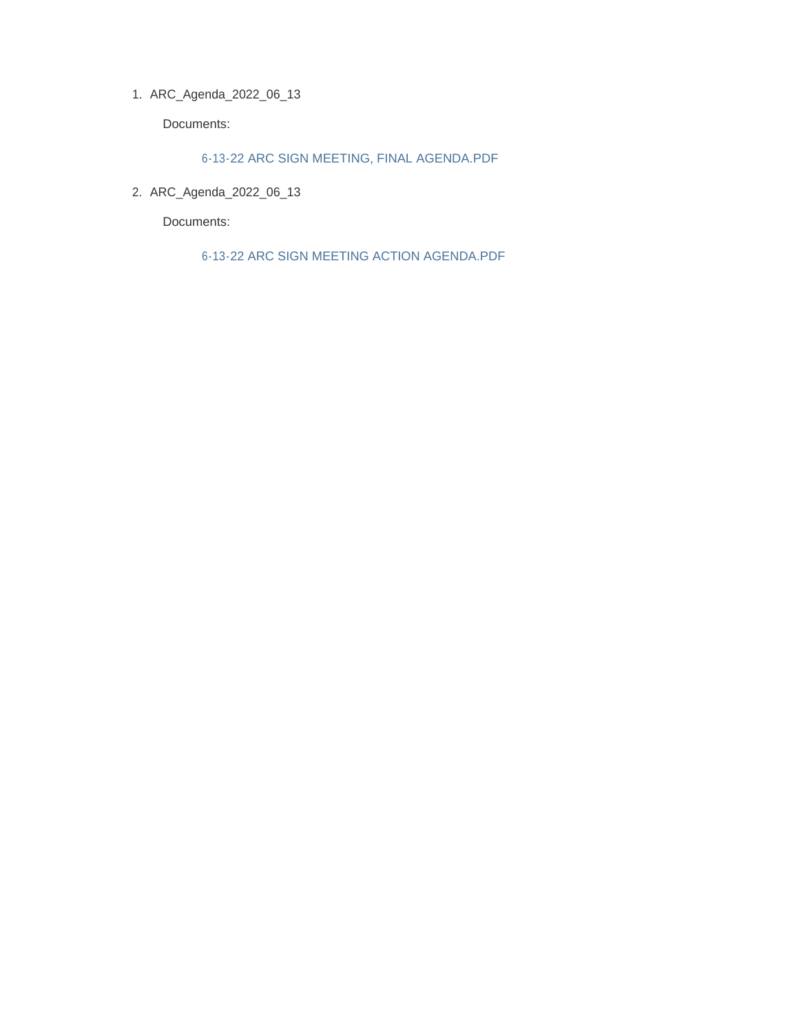1. ARC_Agenda_2022_06_13

   Documents:

   6-13-22 ARC SIGN MEETING, FINAL AGENDA.PDF

2. ARC_Agenda_2022_06_13

   Documents:

   6-13-22 ARC SIGN MEETING ACTION AGENDA.PDF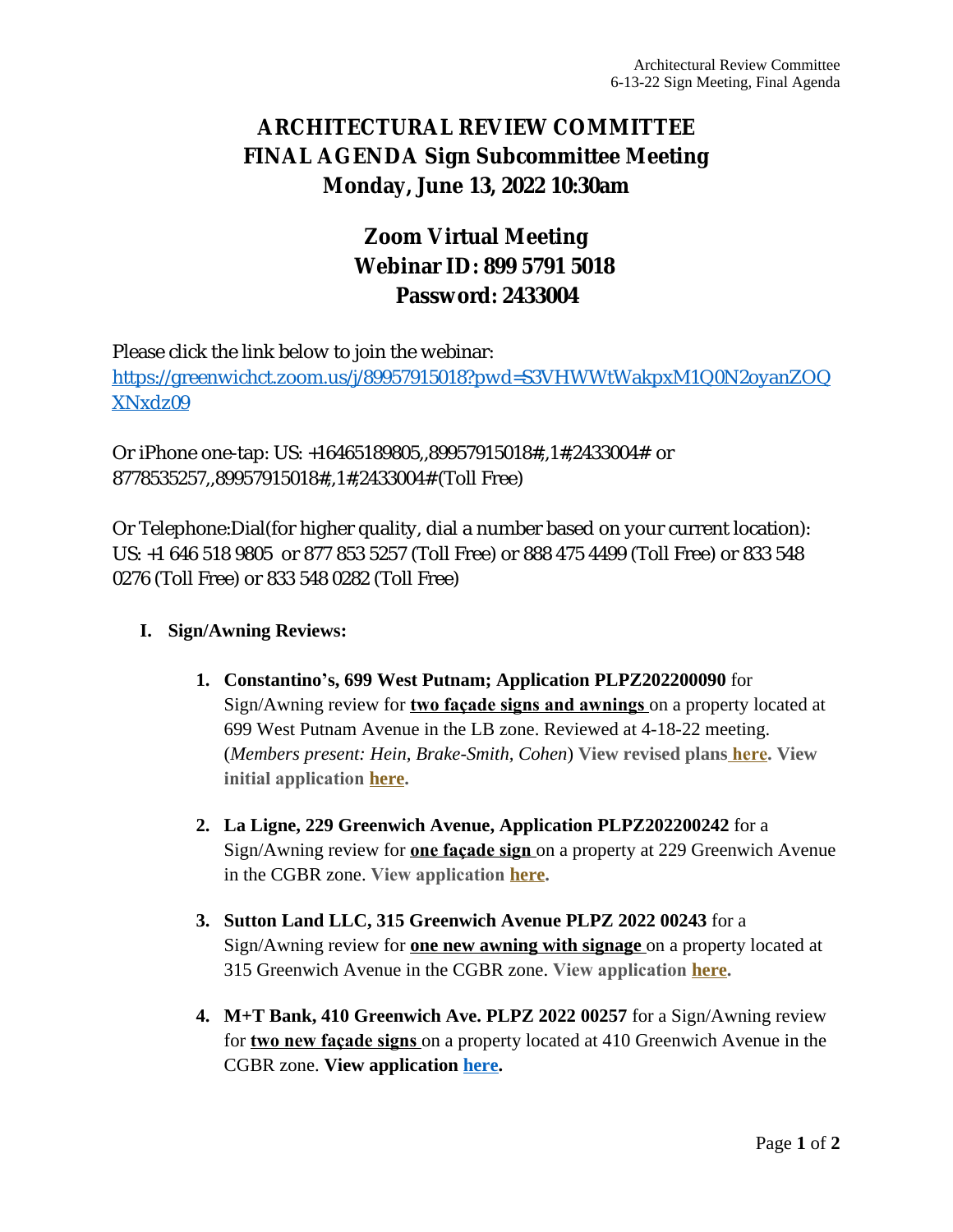# ARCHITECTURAL REVIEW COMMITTEE
# FINAL AGENDA Sign Subcommittee Meeting
# Monday, June 13, 2022 10:30am

## Zoom Virtual Meeting
## Webinar ID: 899 5791 5018
## Password: 2433004

Please click the link below to join the webinar:
https://greenwichct.zoom.us/j/89957915018?pwd=S3VHWWtWakpxM1Q0N2oyanZOQXNxdz09

Or iPhone one-tap: US: +16465189805,,89957915018#,,1#,2433004# or 8778535257,,89957915018#,,1#,2433004# (Toll Free)

Or Telephone:Dial(for higher quality, dial a number based on your current location): US: +1 646 518 9805 or 877 853 5257 (Toll Free) or 888 475 4499 (Toll Free) or 833 548 0276 (Toll Free) or 833 548 0282 (Toll Free)

**I. Sign/Awning Reviews:**

1. **Constantino's, 699 West Putnam; Application PLPZ202200090** for Sign/Awning review for **two façade signs and awnings** on a property located at 699 West Putnam Avenue in the LB zone. Reviewed at 4-18-22 meeting. (*Members present: Hein, Brake-Smith, Cohen*) **View revised plans here. View initial application here.**

2. **La Ligne, 229 Greenwich Avenue, Application PLPZ202200242** for a Sign/Awning review for **one façade sign** on a property at 229 Greenwich Avenue in the CGBR zone. **View application here.**

3. **Sutton Land LLC, 315 Greenwich Avenue PLPZ 2022 00243** for a Sign/Awning review for **one new awning with signage** on a property located at 315 Greenwich Avenue in the CGBR zone. **View application here.**

4. **M+T Bank, 410 Greenwich Ave. PLPZ 2022 00257** for a Sign/Awning review for **two new façade signs** on a property located at 410 Greenwich Avenue in the CGBR zone. **View application here.**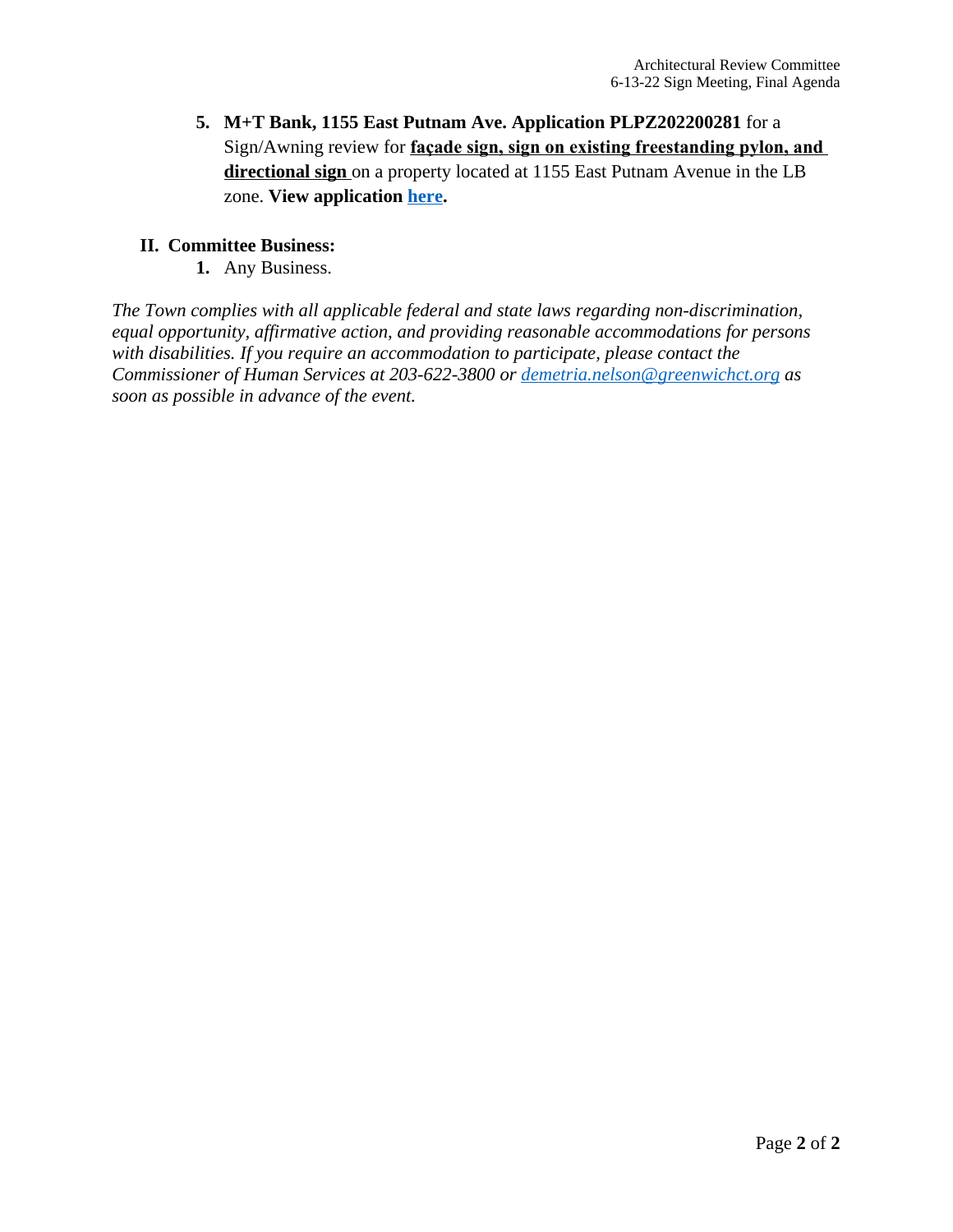5. **M+T Bank, 1155 East Putnam Ave. Application PLPZ202200281** for a Sign/Awning review for **façade sign, sign on existing freestanding pylon, and directional sign** on a property located at 1155 East Putnam Avenue in the LB zone. **View application [here](#).**

## II. Committee Business:

1. Any Business.

*The Town complies with all applicable federal and state laws regarding non-discrimination, equal opportunity, affirmative action, and providing reasonable accommodations for persons with disabilities. If you require an accommodation to participate, please contact the Commissioner of Human Services at 203-622-3800 or [demetria.nelson@greenwichct.org](mailto:demetria.nelson@greenwichct.org) as soon as possible in advance of the event.*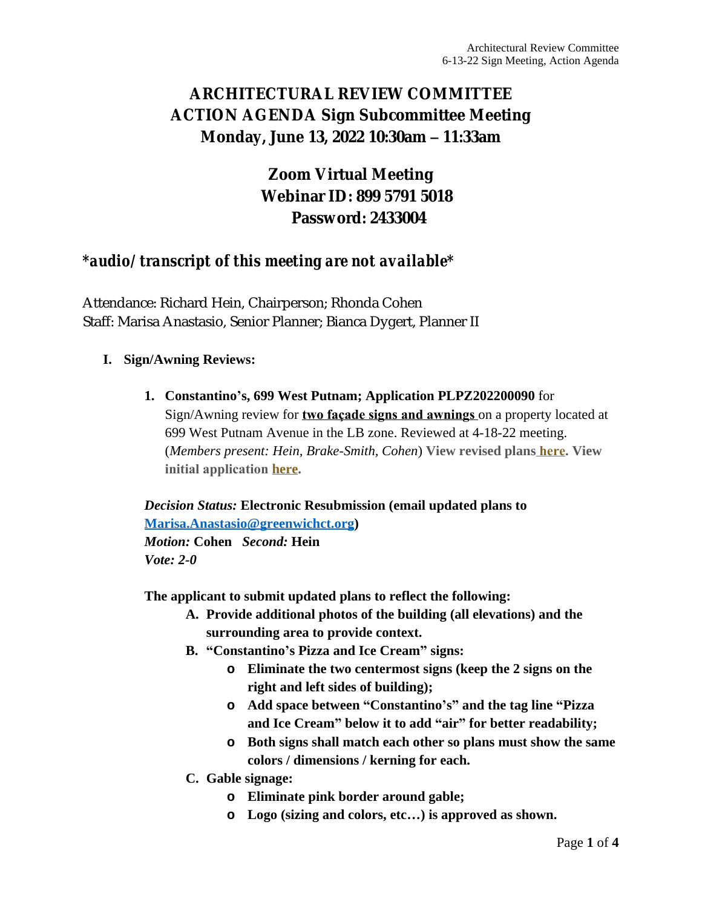# ARCHITECTURAL REVIEW COMMITTEE
# ACTION AGENDA Sign Subcommittee Meeting
# Monday, June 13, 2022 10:30am – 11:33am

## Zoom Virtual Meeting
## Webinar ID: 899 5791 5018
## Password: 2433004

### *\*audio/transcript of this meeting are not available\**

Attendance: Richard Hein, Chairperson; Rhonda Cohen
Staff: Marisa Anastasio, Senior Planner; Bianca Dygert, Planner II

**I. Sign/Awning Reviews:**

1. **Constantino's, 699 West Putnam; Application PLPZ202200090** for Sign/Awning review for **two façade signs and awnings** on a property located at 699 West Putnam Avenue in the LB zone. Reviewed at 4-18-22 meeting. (*Members present: Hein, Brake-Smith, Cohen*) **View revised plans here. View initial application here.**

*Decision Status:* **Electronic Resubmission (email updated plans to Marisa.Anastasio@greenwichct.org)**
*Motion:* **Cohen** *Second:* **Hein**
***Vote: 2-0***

**The applicant to submit updated plans to reflect the following:**

- **A. Provide additional photos of the building (all elevations) and the surrounding area to provide context.**
- **B. "Constantino's Pizza and Ice Cream" signs:**
  - **Eliminate the two centermost signs (keep the 2 signs on the right and left sides of building);**
  - **Add space between "Constantino's" and the tag line "Pizza and Ice Cream" below it to add "air" for better readability;**
  - **Both signs shall match each other so plans must show the same colors / dimensions / kerning for each.**
- **C. Gable signage:**
  - **Eliminate pink border around gable;**
  - **Logo (sizing and colors, etc…) is approved as shown.**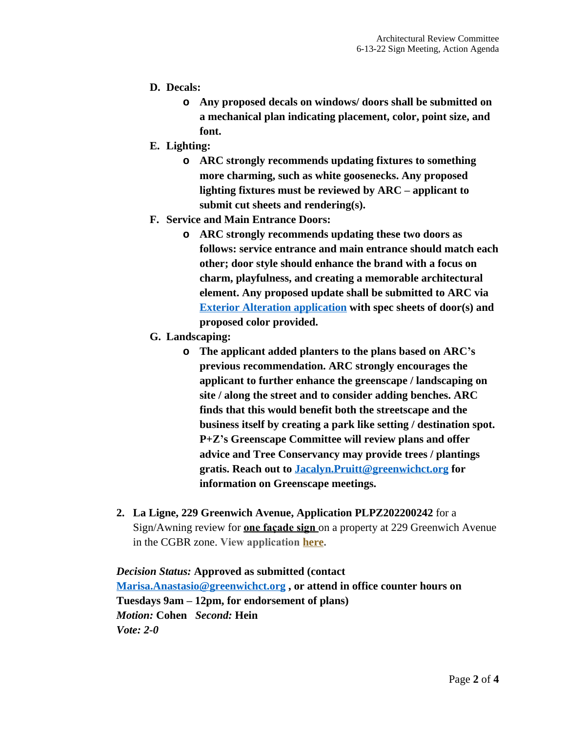**D. Decals:**

- **Any proposed decals on windows/ doors shall be submitted on a mechanical plan indicating placement, color, point size, and font.**

**E. Lighting:**

- **ARC strongly recommends updating fixtures to something more charming, such as white goosenecks. Any proposed lighting fixtures must be reviewed by ARC – applicant to submit cut sheets and rendering(s).**

**F. Service and Main Entrance Doors:**

- **ARC strongly recommends updating these two doors as follows: service entrance and main entrance should match each other; door style should enhance the brand with a focus on charm, playfulness, and creating a memorable architectural element. Any proposed update shall be submitted to ARC via [Exterior Alteration application](#) with spec sheets of door(s) and proposed color provided.**

**G. Landscaping:**

- **The applicant added planters to the plans based on ARC's previous recommendation. ARC strongly encourages the applicant to further enhance the greenscape / landscaping on site / along the street and to consider adding benches. ARC finds that this would benefit both the streetscape and the business itself by creating a park like setting / destination spot. P+Z's Greenscape Committee will review plans and offer advice and Tree Conservancy may provide trees / plantings gratis. Reach out to [Jacalyn.Pruitt@greenwichct.org](mailto:Jacalyn.Pruitt@greenwichct.org) for information on Greenscape meetings.**

2. **La Ligne, 229 Greenwich Avenue, Application PLPZ202200242** for a Sign/Awning review for **one façade sign** on a property at 229 Greenwich Avenue in the CGBR zone. **View application [here](#).**

***Decision Status:*** **Approved as submitted (contact [Marisa.Anastasio@greenwichct.org](mailto:Marisa.Anastasio@greenwichct.org) , or attend in office counter hours on Tuesdays 9am – 12pm, for endorsement of plans)**
***Motion:*** **Cohen** ***Second:*** **Hein**
***Vote: 2-0***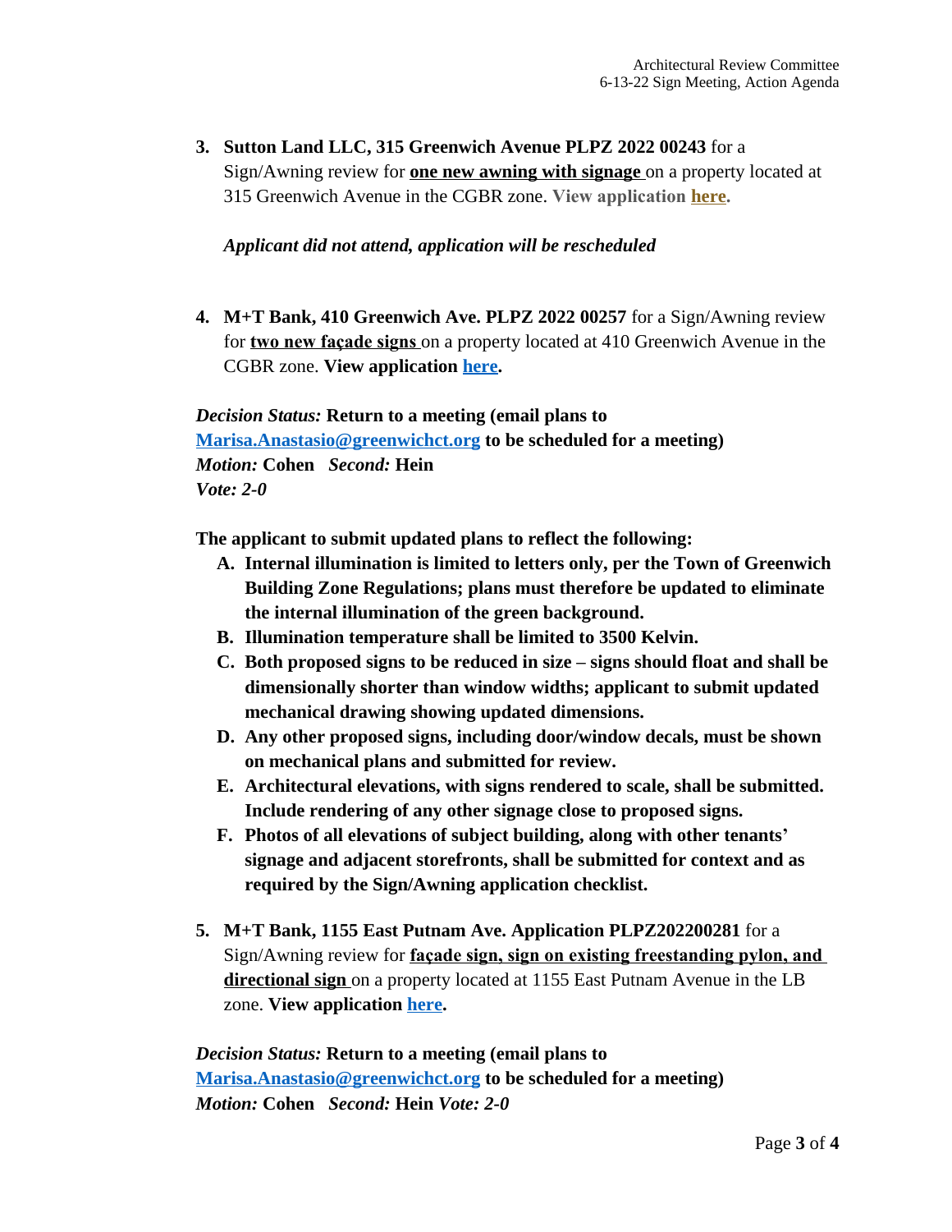3. **Sutton Land LLC, 315 Greenwich Avenue PLPZ 2022 00243** for a Sign/Awning review for **one new awning with signage** on a property located at 315 Greenwich Avenue in the CGBR zone. **View application here.**

   ***Applicant did not attend, application will be rescheduled***

4. **M+T Bank, 410 Greenwich Ave. PLPZ 2022 00257** for a Sign/Awning review for **two new façade signs** on a property located at 410 Greenwich Avenue in the CGBR zone. **View application here.**

*Decision Status:* **Return to a meeting (email plans to Marisa.Anastasio@greenwichct.org to be scheduled for a meeting)**
*Motion:* **Cohen** *Second:* **Hein**
***Vote: 2-0***

**The applicant to submit updated plans to reflect the following:**

A. **Internal illumination is limited to letters only, per the Town of Greenwich Building Zone Regulations; plans must therefore be updated to eliminate the internal illumination of the green background.**
B. **Illumination temperature shall be limited to 3500 Kelvin.**
C. **Both proposed signs to be reduced in size – signs should float and shall be dimensionally shorter than window widths; applicant to submit updated mechanical drawing showing updated dimensions.**
D. **Any other proposed signs, including door/window decals, must be shown on mechanical plans and submitted for review.**
E. **Architectural elevations, with signs rendered to scale, shall be submitted. Include rendering of any other signage close to proposed signs.**
F. **Photos of all elevations of subject building, along with other tenants' signage and adjacent storefronts, shall be submitted for context and as required by the Sign/Awning application checklist.**

5. **M+T Bank, 1155 East Putnam Ave. Application PLPZ202200281** for a Sign/Awning review for **façade sign, sign on existing freestanding pylon, and directional sign** on a property located at 1155 East Putnam Avenue in the LB zone. **View application here.**

*Decision Status:* **Return to a meeting (email plans to Marisa.Anastasio@greenwichct.org to be scheduled for a meeting)**
*Motion:* **Cohen** *Second:* **Hein** ***Vote: 2-0***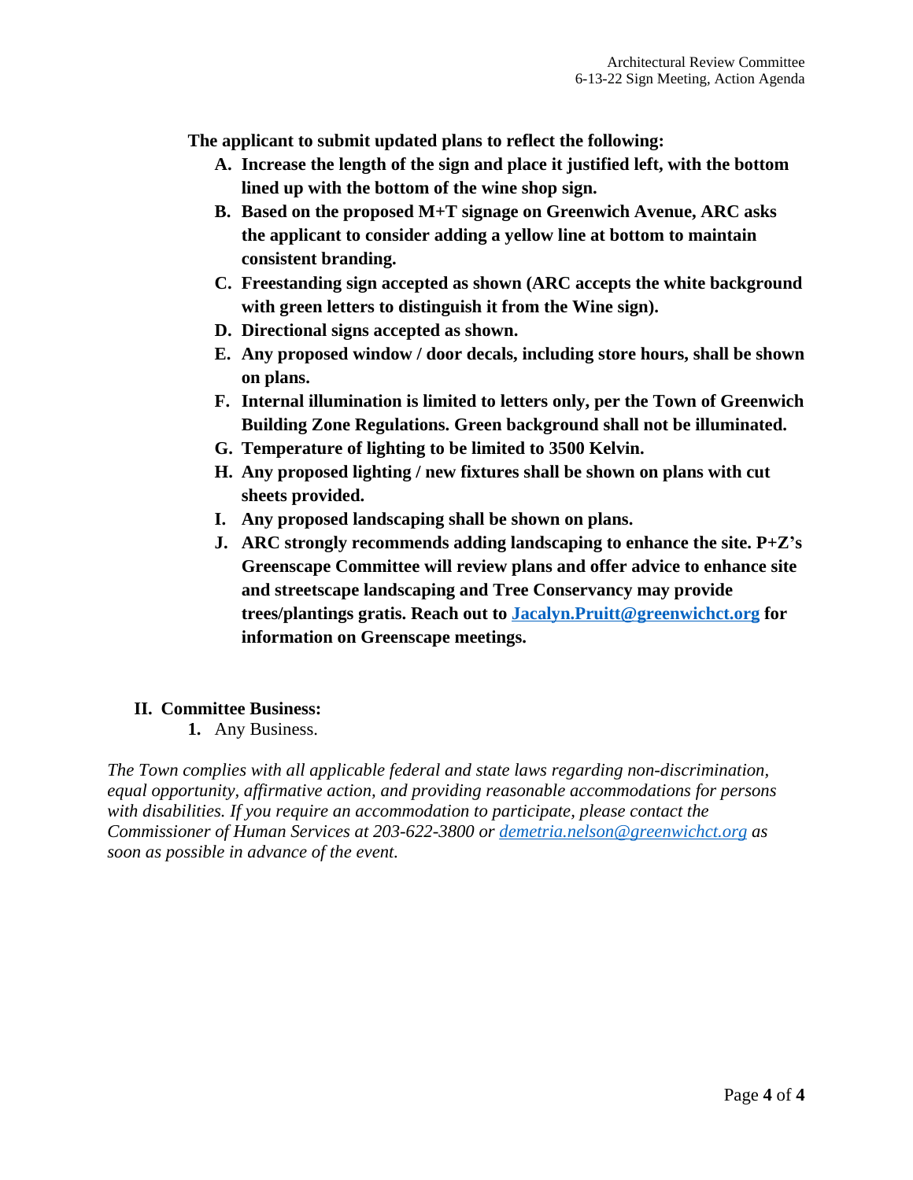**The applicant to submit updated plans to reflect the following:**

- **A. Increase the length of the sign and place it justified left, with the bottom lined up with the bottom of the wine shop sign.**
- **B. Based on the proposed M+T signage on Greenwich Avenue, ARC asks the applicant to consider adding a yellow line at bottom to maintain consistent branding.**
- **C. Freestanding sign accepted as shown (ARC accepts the white background with green letters to distinguish it from the Wine sign).**
- **D. Directional signs accepted as shown.**
- **E. Any proposed window / door decals, including store hours, shall be shown on plans.**
- **F. Internal illumination is limited to letters only, per the Town of Greenwich Building Zone Regulations. Green background shall not be illuminated.**
- **G. Temperature of lighting to be limited to 3500 Kelvin.**
- **H. Any proposed lighting / new fixtures shall be shown on plans with cut sheets provided.**
- **I. Any proposed landscaping shall be shown on plans.**
- **J. ARC strongly recommends adding landscaping to enhance the site. P+Z's Greenscape Committee will review plans and offer advice to enhance site and streetscape landscaping and Tree Conservancy may provide trees/plantings gratis. Reach out to [Jacalyn.Pruitt@greenwichct.org](mailto:Jacalyn.Pruitt@greenwichct.org) for information on Greenscape meetings.**

## II. Committee Business:

1. Any Business.

*The Town complies with all applicable federal and state laws regarding non-discrimination, equal opportunity, affirmative action, and providing reasonable accommodations for persons with disabilities. If you require an accommodation to participate, please contact the Commissioner of Human Services at 203-622-3800 or [demetria.nelson@greenwichct.org](mailto:demetria.nelson@greenwichct.org) as soon as possible in advance of the event.*